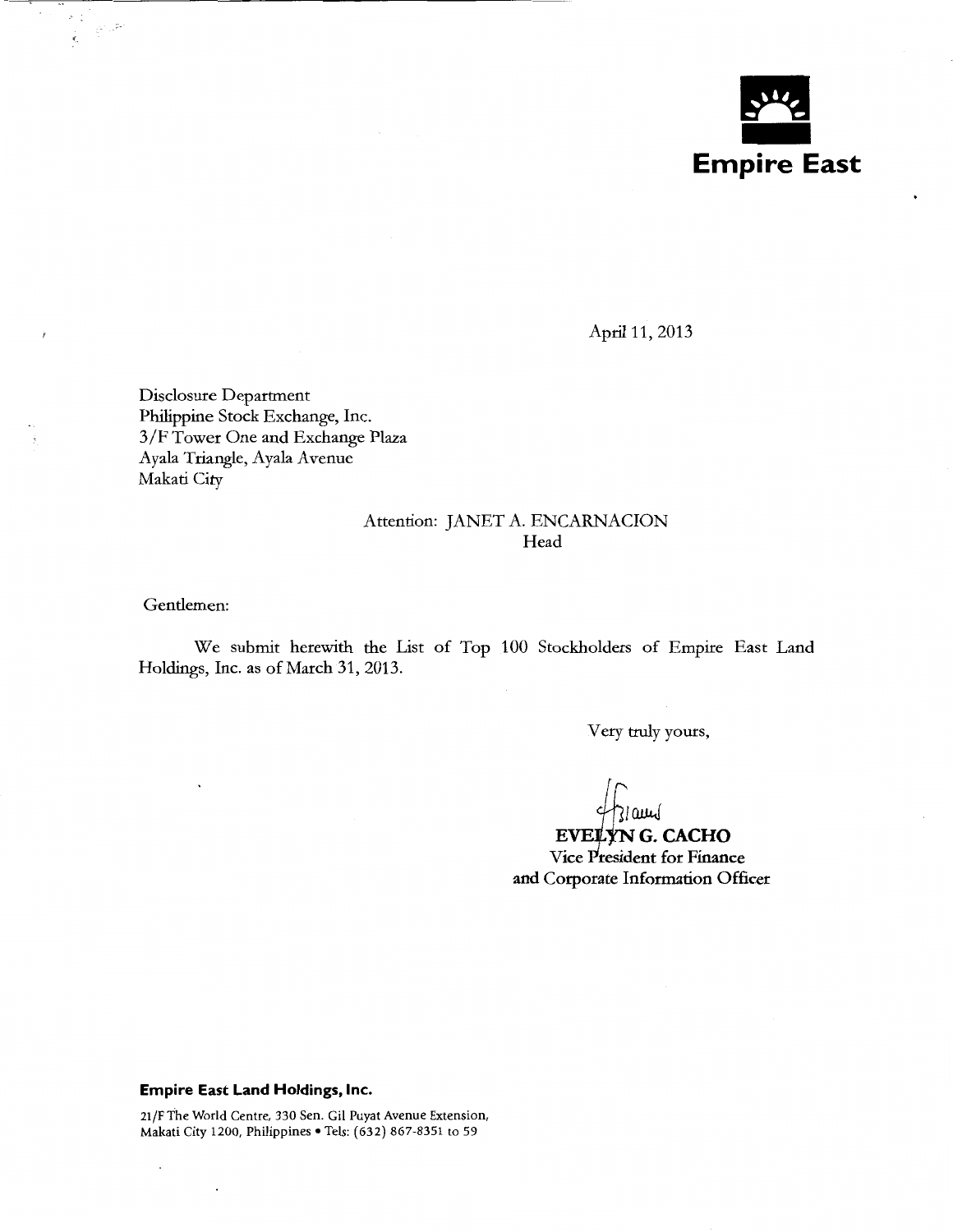**Empire East**

April 11, 2013

Disclosure Department
Philippine Stock Exchange, Inc.
3/F Tower One and Exchange Plaza
Ayala Triangle, Ayala Avenue
Makati City

Attention: JANET A. ENCARNACION
Head

Gentlemen:

We submit herewith the List of Top 100 Stockholders of Empire East Land Holdings, Inc. as of March 31, 2013.

Very truly yours,

**EVELYN G. CACHO**
Vice President for Finance
and Corporate Information Officer

**Empire East Land Holdings, Inc.**

21/F The World Centre, 330 Sen. Gil Puyat Avenue Extension,
Makati City 1200, Philippines • Tels: (632) 867-8351 to 59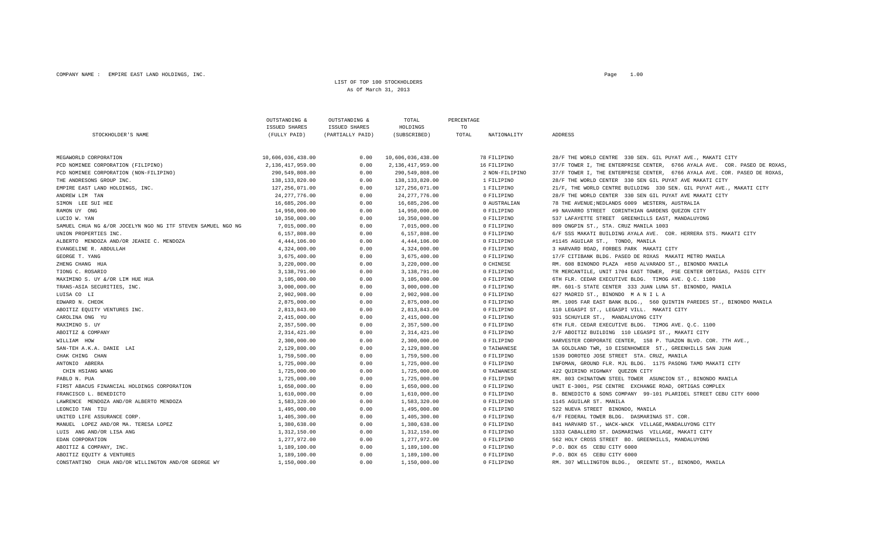COMPANY NAME : EMPIRE EAST LAND HOLDINGS, INC.

LIST OF TOP 100 STOCKHOLDERS
As Of March 31, 2013

| STOCKHOLDER'S NAME | OUTSTANDING & ISSUED SHARES (FULLY PAID) | OUTSTANDING & ISSUED SHARES (PARTIALLY PAID) | TOTAL HOLDINGS (SUBSCRIBED) | PERCENTAGE TO TOTAL | NATIONALITY | ADDRESS |
|---|---|---|---|---|---|---|
| MEGAWORLD CORPORATION | 10,606,036,438.00 | 0.00 | 10,606,036,438.00 | 78 | FILIPINO | 28/F THE WORLD CENTRE 330 SEN. GIL PUYAT AVE., MAKATI CITY |
| PCD NOMINEE CORPORATION (FILIPINO) | 2,136,417,959.00 | 0.00 | 2,136,417,959.00 | 16 | FILIPINO | 37/F TOWER I, THE ENTERPRISE CENTER, 6766 AYALA AVE. COR. PASEO DE ROXAS, |
| PCD NOMINEE CORPORATION (NON-FILIPINO) | 290,549,808.00 | 0.00 | 290,549,808.00 | 2 | NON-FILIPINO | 37/F TOWER I, THE ENTERPRISE CENTER, 6766 AYALA AVE. COR. PASEO DE ROXAS, |
| THE ANDRESONS GROUP INC. | 138,133,820.00 | 0.00 | 138,133,820.00 | 1 | FILIPINO | 28/F THE WORLD CENTER 330 SEN GIL PUYAT AVE MAKATI CITY |
| EMPIRE EAST LAND HOLDINGS, INC. | 127,256,071.00 | 0.00 | 127,256,071.00 | 1 | FILIPINO | 21/F, THE WORLD CENTRE BUILDING 330 SEN. GIL PUYAT AVE., MAKATI CITY |
| ANDREW LIM TAN | 24,277,776.00 | 0.00 | 24,277,776.00 | 0 | FILIPINO | 28/F THE WORLD CENTER 330 SEN GIL PUYAT AVE MAKATI CITY |
| SIMON LEE SUI HEE | 16,685,206.00 | 0.00 | 16,685,206.00 | 0 | AUSTRALIAN | 78 THE AVENUE;NEDLANDS 6009 WESTERN, AUSTRALIA |
| RAMON UY ONG | 14,950,000.00 | 0.00 | 14,950,000.00 | 0 | FILIPINO | #9 NAVARRO STREET CORINTHIAN GARDENS QUEZON CITY |
| LUCIO W. YAN | 10,350,000.00 | 0.00 | 10,350,000.00 | 0 | FILIPINO | 537 LAFAYETTE STREET GREENHILLS EAST, MANDALUYONG |
| SAMUEL CHUA NG &/OR JOCELYN NGO NG ITF STEVEN SAMUEL NGO NG | 7,015,000.00 | 0.00 | 7,015,000.00 | 0 | FILIPINO | 809 ONGPIN ST., STA. CRUZ MANILA 1003 |
| UNION PROPERTIES INC. | 6,157,808.00 | 0.00 | 6,157,808.00 | 0 | FILIPINO | 6/F SSS MAKATI BUILDING AYALA AVE. COR. HERRERA STS. MAKATI CITY |
| ALBERTO MENDOZA AND/OR JEANIE C. MENDOZA | 4,444,106.00 | 0.00 | 4,444,106.00 | 0 | FILIPINO | #1145 AGUILAR ST., TONDO, MANILA |
| EVANGELINE R. ABDULLAH | 4,324,000.00 | 0.00 | 4,324,000.00 | 0 | FILIPINO | 3 HARVARD ROAD, FORBES PARK MAKATI CITY |
| GEORGE T. YANG | 3,675,400.00 | 0.00 | 3,675,400.00 | 0 | FILIPINO | 17/F CITIBANK BLDG. PASEO DE ROXAS MAKATI METRO MANILA |
| ZHENG CHANG HUA | 3,220,000.00 | 0.00 | 3,220,000.00 | 0 | CHINESE | RM. 608 BINONDO PLAZA #850 ALVARADO ST., BINONDO MANILA |
| TIONG C. ROSARIO | 3,138,791.00 | 0.00 | 3,138,791.00 | 0 | FILIPINO | TR MERCANTILE, UNIT 1704 EAST TOWER, PSE CENTER ORTIGAS, PASIG CITY |
| MAXIMINO S. UY &/OR LIM HUE HUA | 3,105,000.00 | 0.00 | 3,105,000.00 | 0 | FILIPINO | 6TH FLR. CEDAR EXECUTIVE BLDG. TIMOG AVE. Q.C. 1100 |
| TRANS-ASIA SECURITIES, INC. | 3,000,000.00 | 0.00 | 3,000,000.00 | 0 | FILIPINO | RM. 601-S STATE CENTER 333 JUAN LUNA ST. BINONDO, MANILA |
| LUISA CO LI | 2,902,908.00 | 0.00 | 2,902,908.00 | 0 | FILIPINO | 627 MADRID ST., BINONDO M A N I L A |
| EDWARD N. CHEOK | 2,875,000.00 | 0.00 | 2,875,000.00 | 0 | FILIPINO | RM. 1005 FAR EAST BANK BLDG., 560 QUINTIN PAREDES ST., BINONDO MANILA |
| ABOITIZ EQUITY VENTURES INC. | 2,813,843.00 | 0.00 | 2,813,843.00 | 0 | FILIPINO | 110 LEGASPI ST., LEGASPI VILL. MAKATI CITY |
| CAROLINA ONG YU | 2,415,000.00 | 0.00 | 2,415,000.00 | 0 | FILIPINO | 931 SCHUYLER ST., MANDALUYONG CITY |
| MAXIMINO S. UY | 2,357,500.00 | 0.00 | 2,357,500.00 | 0 | FILIPINO | 6TH FLR. CEDAR EXECUTIVE BLDG. TIMOG AVE. Q.C. 1100 |
| ABOITIZ & COMPANY | 2,314,421.00 | 0.00 | 2,314,421.00 | 0 | FILIPINO | 2/F ABOITIZ BUILDING 110 LEGASPI ST., MAKATI CITY |
| WILLIAM HOW | 2,300,000.00 | 0.00 | 2,300,000.00 | 0 | FILIPINO | HARVESTER CORPORATE CENTER, 158 P. TUAZON BLVD. COR. 7TH AVE., |
| SAN-TEH A.K.A. DANIE LAI | 2,129,800.00 | 0.00 | 2,129,800.00 | 0 | TAIWANESE | 3A GOLDLAND TWR, 10 EISENHOWEER ST., GREENHILLS SAN JUAN |
| CHAK CHING CHAN | 1,759,500.00 | 0.00 | 1,759,500.00 | 0 | FILIPINO | 1539 DOROTEO JOSE STREET STA. CRUZ, MANILA |
| ANTONIO ABRERA | 1,725,000.00 | 0.00 | 1,725,000.00 | 0 | FILIPINO | INFOMAN, GROUND FLR. MJL BLDG. 1175 PASONG TAMO MAKATI CITY |
| CHIN HSIANG WANG | 1,725,000.00 | 0.00 | 1,725,000.00 | 0 | TAIWANESE | 422 QUIRINO HIGHWAY QUEZON CITY |
| PABLO N. PUA | 1,725,000.00 | 0.00 | 1,725,000.00 | 0 | FILIPINO | RM. 803 CHINATOWN STEEL TOWER ASUNCION ST., BINONDO MANILA |
| FIRST ABACUS FINANCIAL HOLDINGS CORPORATION | 1,650,000.00 | 0.00 | 1,650,000.00 | 0 | FILIPINO | UNIT E-3001, PSE CENTRE EXCHANGE ROAD, ORTIGAS COMPLEX |
| FRANCISCO L. BENEDICTO | 1,610,000.00 | 0.00 | 1,610,000.00 | 0 | FILIPINO | B. BENEDICTO & SONS COMPANY 99-101 PLARIDEL STREET CEBU CITY 6000 |
| LAWRENCE MENDOZA AND/OR ALBERTO MENDOZA | 1,583,320.00 | 0.00 | 1,583,320.00 | 0 | FILIPINO | 1145 AGUILAR ST. MANILA |
| LEONCIO TAN TIU | 1,495,000.00 | 0.00 | 1,495,000.00 | 0 | FILIPINO | 522 NUEVA STREET BINONDO, MANILA |
| UNITED LIFE ASSURANCE CORP. | 1,405,300.00 | 0.00 | 1,405,300.00 | 0 | FILIPINO | 6/F FEDERAL TOWER BLDG. DASMARINAS ST. COR. |
| MANUEL LOPEZ AND/OR MA. TERESA LOPEZ | 1,380,638.00 | 0.00 | 1,380,638.00 | 0 | FILIPINO | 841 HARVARD ST., WACK-WACK VILLAGE,MANDALUYONG CITY |
| LUIS ANG AND/OR LISA ANG | 1,312,150.00 | 0.00 | 1,312,150.00 | 0 | FILIPINO | 1333 CABALLERO ST. DASMARINAS VILLAGE, MAKATI CITY |
| EDAN CORPORATION | 1,277,972.00 | 0.00 | 1,277,972.00 | 0 | FILIPINO | 562 HOLY CROSS STREET BO. GREENHILLS, MANDALUYONG |
| ABOITIZ & COMPANY, INC. | 1,189,100.00 | 0.00 | 1,189,100.00 | 0 | FILIPINO | P.O. BOX 65 CEBU CITY 6000 |
| ABOITIZ EQUITY & VENTURES | 1,189,100.00 | 0.00 | 1,189,100.00 | 0 | FILIPINO | P.O. BOX 65 CEBU CITY 6000 |
| CONSTANTINO CHUA AND/OR WILLINGTON AND/OR GEORGE WY | 1,150,000.00 | 0.00 | 1,150,000.00 | 0 | FILIPINO | RM. 307 WELLINGTON BLDG., ORIENTE ST., BINONDO, MANILA |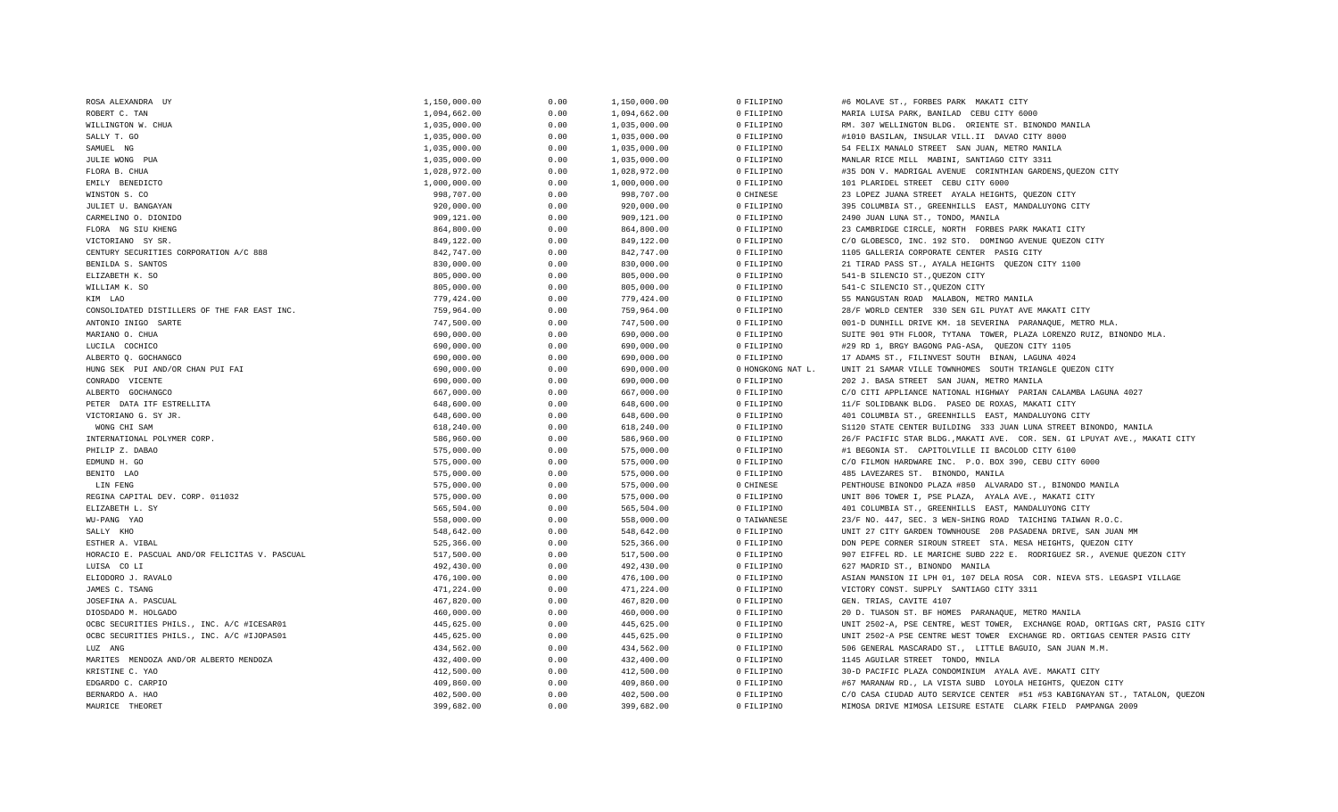| | | | | | |
|---|---|---|---|---|---|
| ROSA ALEXANDRA UY | 1,150,000.00 | 0.00 | 1,150,000.00 | 0 FILIPINO | #6 MOLAVE ST., FORBES PARK MAKATI CITY |
| ROBERT C. TAN | 1,094,662.00 | 0.00 | 1,094,662.00 | 0 FILIPINO | MARIA LUISA PARK, BANILAD CEBU CITY 6000 |
| WILLINGTON W. CHUA | 1,035,000.00 | 0.00 | 1,035,000.00 | 0 FILIPINO | RM. 307 WELLINGTON BLDG. ORIENTE ST. BINONDO MANILA |
| SALLY T. GO | 1,035,000.00 | 0.00 | 1,035,000.00 | 0 FILIPINO | #1010 BASILAN, INSULAR VILL.II DAVAO CITY 8000 |
| SAMUEL NG | 1,035,000.00 | 0.00 | 1,035,000.00 | 0 FILIPINO | 54 FELIX MANALO STREET SAN JUAN, METRO MANILA |
| JULIE WONG PUA | 1,035,000.00 | 0.00 | 1,035,000.00 | 0 FILIPINO | MANLAR RICE MILL MABINI, SANTIAGO CITY 3311 |
| FLORA B. CHUA | 1,028,972.00 | 0.00 | 1,028,972.00 | 0 FILIPINO | #35 DON V. MADRIGAL AVENUE CORINTHIAN GARDENS,QUEZON CITY |
| EMILY BENEDICTO | 1,000,000.00 | 0.00 | 1,000,000.00 | 0 FILIPINO | 101 PLARIDEL STREET CEBU CITY 6000 |
| WINSTON S. CO | 998,707.00 | 0.00 | 998,707.00 | 0 CHINESE | 23 LOPEZ JUANA STREET AYALA HEIGHTS, QUEZON CITY |
| JULIET U. BANGAYAN | 920,000.00 | 0.00 | 920,000.00 | 0 FILIPINO | 395 COLUMBIA ST., GREENHILLS EAST, MANDALUYONG CITY |
| CARMELINO O. DIONIDO | 909,121.00 | 0.00 | 909,121.00 | 0 FILIPINO | 2490 JUAN LUNA ST., TONDO, MANILA |
| FLORA NG SIU KHENG | 864,800.00 | 0.00 | 864,800.00 | 0 FILIPINO | 23 CAMBRIDGE CIRCLE, NORTH FORBES PARK MAKATI CITY |
| VICTORIANO SY SR. | 849,122.00 | 0.00 | 849,122.00 | 0 FILIPINO | C/O GLOBESCO, INC. 192 STO. DOMINGO AVENUE QUEZON CITY |
| CENTURY SECURITIES CORPORATION A/C 888 | 842,747.00 | 0.00 | 842,747.00 | 0 FILIPINO | 1105 GALLERIA CORPORATE CENTER PASIG CITY |
| BENILDA S. SANTOS | 830,000.00 | 0.00 | 830,000.00 | 0 FILIPINO | 21 TIRAD PASS ST., AYALA HEIGHTS QUEZON CITY 1100 |
| ELIZABETH K. SO | 805,000.00 | 0.00 | 805,000.00 | 0 FILIPINO | 541-B SILENCIO ST.,QUEZON CITY |
| WILLIAM K. SO | 805,000.00 | 0.00 | 805,000.00 | 0 FILIPINO | 541-C SILENCIO ST.,QUEZON CITY |
| KIM LAO | 779,424.00 | 0.00 | 779,424.00 | 0 FILIPINO | 55 MANGUSTAN ROAD MALABON, METRO MANILA |
| CONSOLIDATED DISTILLERS OF THE FAR EAST INC. | 759,964.00 | 0.00 | 759,964.00 | 0 FILIPINO | 28/F WORLD CENTER 330 SEN GIL PUYAT AVE MAKATI CITY |
| ANTONIO INIGO SARTE | 747,500.00 | 0.00 | 747,500.00 | 0 FILIPINO | 001-D DUNHILL DRIVE KM. 18 SEVERINA PARANAQUE, METRO MLA. |
| MARIANO O. CHUA | 690,000.00 | 0.00 | 690,000.00 | 0 FILIPINO | SUITE 901 9TH FLOOR, TYTANA TOWER, PLAZA LORENZO RUIZ, BINONDO MLA. |
| LUCILA COCHICO | 690,000.00 | 0.00 | 690,000.00 | 0 FILIPINO | #29 RD 1, BRGY BAGONG PAG-ASA, QUEZON CITY 1105 |
| ALBERTO Q. GOCHANGCO | 690,000.00 | 0.00 | 690,000.00 | 0 FILIPINO | 17 ADAMS ST., FILINVEST SOUTH BINAN, LAGUNA 4024 |
| HUNG SEK PUI AND/OR CHAN PUI FAI | 690,000.00 | 0.00 | 690,000.00 | 0 HONGKONG NAT L. | UNIT 21 SAMAR VILLE TOWNHOMES SOUTH TRIANGLE QUEZON CITY |
| CONRADO VICENTE | 690,000.00 | 0.00 | 690,000.00 | 0 FILIPINO | 202 J. BASA STREET SAN JUAN, METRO MANILA |
| ALBERTO GOCHANGCO | 667,000.00 | 0.00 | 667,000.00 | 0 FILIPINO | C/O CITI APPLIANCE NATIONAL HIGHWAY PARIAN CALAMBA LAGUNA 4027 |
| PETER DATA ITF ESTRELLITA | 648,600.00 | 0.00 | 648,600.00 | 0 FILIPINO | 11/F SOLIDBANK BLDG. PASEO DE ROXAS, MAKATI CITY |
| VICTORIANO G. SY JR. | 648,600.00 | 0.00 | 648,600.00 | 0 FILIPINO | 401 COLUMBIA ST., GREENHILLS EAST, MANDALUYONG CITY |
| WONG CHI SAM | 618,240.00 | 0.00 | 618,240.00 | 0 FILIPINO | S1120 STATE CENTER BUILDING 333 JUAN LUNA STREET BINONDO, MANILA |
| INTERNATIONAL POLYMER CORP. | 586,960.00 | 0.00 | 586,960.00 | 0 FILIPINO | 26/F PACIFIC STAR BLDG.,MAKATI AVE. COR. SEN. GI LPUYAT AVE., MAKATI CITY |
| PHILIP Z. DABAO | 575,000.00 | 0.00 | 575,000.00 | 0 FILIPINO | #1 BEGONIA ST. CAPITOLVILLE II BACOLOD CITY 6100 |
| EDMUND H. GO | 575,000.00 | 0.00 | 575,000.00 | 0 FILIPINO | C/O FILMON HARDWARE INC. P.O. BOX 390, CEBU CITY 6000 |
| BENITO LAO | 575,000.00 | 0.00 | 575,000.00 | 0 FILIPINO | 485 LAVEZARES ST. BINONDO, MANILA |
| LIN FENG | 575,000.00 | 0.00 | 575,000.00 | 0 CHINESE | PENTHOUSE BINONDO PLAZA #850 ALVARADO ST., BINONDO MANILA |
| REGINA CAPITAL DEV. CORP. 011032 | 575,000.00 | 0.00 | 575,000.00 | 0 FILIPINO | UNIT 806 TOWER I, PSE PLAZA, AYALA AVE., MAKATI CITY |
| ELIZABETH L. SY | 565,504.00 | 0.00 | 565,504.00 | 0 FILIPINO | 401 COLUMBIA ST., GREENHILLS EAST, MANDALUYONG CITY |
| WU-PANG YAO | 558,000.00 | 0.00 | 558,000.00 | 0 TAIWANESE | 23/F NO. 447, SEC. 3 WEN-SHING ROAD TAICHING TAIWAN R.O.C. |
| SALLY KHO | 548,642.00 | 0.00 | 548,642.00 | 0 FILIPINO | UNIT 27 CITY GARDEN TOWNHOUSE 208 PASADENA DRIVE, SAN JUAN MM |
| ESTHER A. VIBAL | 525,366.00 | 0.00 | 525,366.00 | 0 FILIPINO | DON PEPE CORNER SIROUN STREET STA. MESA HEIGHTS, QUEZON CITY |
| HORACIO E. PASCUAL AND/OR FELICITAS V. PASCUAL | 517,500.00 | 0.00 | 517,500.00 | 0 FILIPINO | 907 EIFFEL RD. LE MARICHE SUBD 222 E. RODRIGUEZ SR., AVENUE QUEZON CITY |
| LUISA CO LI | 492,430.00 | 0.00 | 492,430.00 | 0 FILIPINO | 627 MADRID ST., BINONDO MANILA |
| ELIODORO J. RAVALO | 476,100.00 | 0.00 | 476,100.00 | 0 FILIPINO | ASIAN MANSION II LPH 01, 107 DELA ROSA COR. NIEVA STS. LEGASPI VILLAGE |
| JAMES C. TSANG | 471,224.00 | 0.00 | 471,224.00 | 0 FILIPINO | VICTORY CONST. SUPPLY SANTIAGO CITY 3311 |
| JOSEFINA A. PASCUAL | 467,820.00 | 0.00 | 467,820.00 | 0 FILIPINO | GEN. TRIAS, CAVITE 4107 |
| DIOSDADO M. HOLGADO | 460,000.00 | 0.00 | 460,000.00 | 0 FILIPINO | 20 D. TUASON ST. BF HOMES PARANAQUE, METRO MANILA |
| OCBC SECURITIES PHILS., INC. A/C #ICESAR01 | 445,625.00 | 0.00 | 445,625.00 | 0 FILIPINO | UNIT 2502-A, PSE CENTRE, WEST TOWER, EXCHANGE ROAD, ORTIGAS CRT, PASIG CITY |
| OCBC SECURITIES PHILS., INC. A/C #IJOPAS01 | 445,625.00 | 0.00 | 445,625.00 | 0 FILIPINO | UNIT 2502-A PSE CENTRE WEST TOWER EXCHANGE RD. ORTIGAS CENTER PASIG CITY |
| LUZ ANG | 434,562.00 | 0.00 | 434,562.00 | 0 FILIPINO | 506 GENERAL MASCARADO ST., LITTLE BAGUIO, SAN JUAN M.M. |
| MARITES MENDOZA AND/OR ALBERTO MENDOZA | 432,400.00 | 0.00 | 432,400.00 | 0 FILIPINO | 1145 AGUILAR STREET TONDO, MNILA |
| KRISTINE C. YAO | 412,500.00 | 0.00 | 412,500.00 | 0 FILIPINO | 30-D PACIFIC PLAZA CONDOMINIUM AYALA AVE. MAKATI CITY |
| EDGARDO C. CARPIO | 409,860.00 | 0.00 | 409,860.00 | 0 FILIPINO | #67 MARANAW RD., LA VISTA SUBD LOYOLA HEIGHTS, QUEZON CITY |
| BERNARDO A. HAO | 402,500.00 | 0.00 | 402,500.00 | 0 FILIPINO | C/O CASA CIUDAD AUTO SERVICE CENTER #51 #53 KABIGNAYAN ST., TATALON, QUEZON |
| MAURICE THEORET | 399,682.00 | 0.00 | 399,682.00 | 0 FILIPINO | MIMOSA DRIVE MIMOSA LEISURE ESTATE CLARK FIELD PAMPANGA 2009 |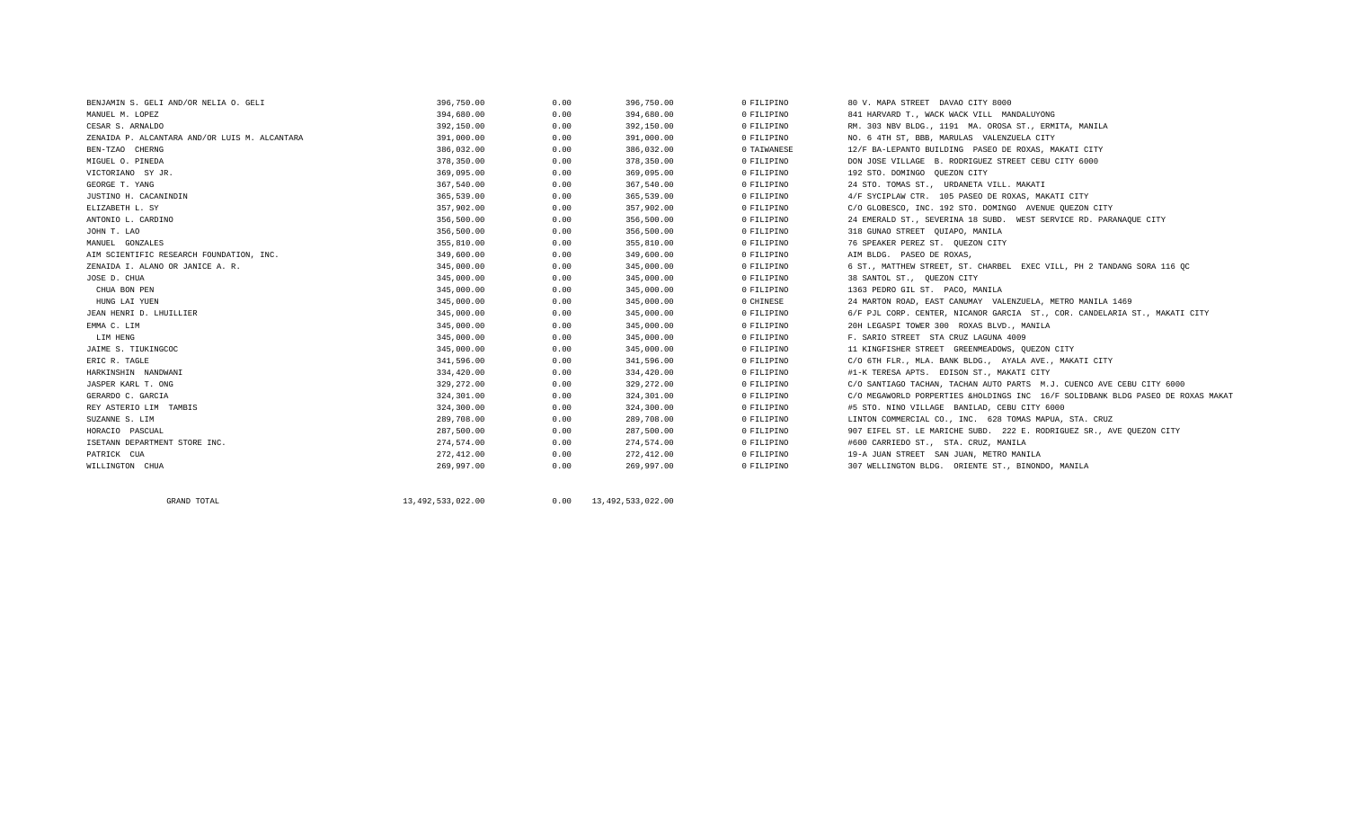| | | | | | |
|---|---|---|---|---|---|
| BENJAMIN S. GELI AND/OR NELIA O. GELI | 396,750.00 | 0.00 | 396,750.00 | 0 FILIPINO | 80 V. MAPA STREET DAVAO CITY 8000 |
| MANUEL M. LOPEZ | 394,680.00 | 0.00 | 394,680.00 | 0 FILIPINO | 841 HARVARD T., WACK WACK VILL MANDALUYONG |
| CESAR S. ARNALDO | 392,150.00 | 0.00 | 392,150.00 | 0 FILIPINO | RM. 303 NBV BLDG., 1191 MA. OROSA ST., ERMITA, MANILA |
| ZENAIDA P. ALCANTARA AND/OR LUIS M. ALCANTARA | 391,000.00 | 0.00 | 391,000.00 | 0 FILIPINO | NO. 6 4TH ST, BBB, MARULAS VALENZUELA CITY |
| BEN-TZAO CHERNG | 386,032.00 | 0.00 | 386,032.00 | 0 TAIWANESE | 12/F BA-LEPANTO BUILDING PASEO DE ROXAS, MAKATI CITY |
| MIGUEL O. PINEDA | 378,350.00 | 0.00 | 378,350.00 | 0 FILIPINO | DON JOSE VILLAGE B. RODRIGUEZ STREET CEBU CITY 6000 |
| VICTORIANO SY JR. | 369,095.00 | 0.00 | 369,095.00 | 0 FILIPINO | 192 STO. DOMINGO QUEZON CITY |
| GEORGE T. YANG | 367,540.00 | 0.00 | 367,540.00 | 0 FILIPINO | 24 STO. TOMAS ST., URDANETA VILL. MAKATI |
| JUSTINO H. CACANINDIN | 365,539.00 | 0.00 | 365,539.00 | 0 FILIPINO | 4/F SYCIPLAW CTR. 105 PASEO DE ROXAS, MAKATI CITY |
| ELIZABETH L. SY | 357,902.00 | 0.00 | 357,902.00 | 0 FILIPINO | C/O GLOBESCO, INC. 192 STO. DOMINGO AVENUE QUEZON CITY |
| ANTONIO L. CARDINO | 356,500.00 | 0.00 | 356,500.00 | 0 FILIPINO | 24 EMERALD ST., SEVERINA 18 SUBD. WEST SERVICE RD. PARANAQUE CITY |
| JOHN T. LAO | 356,500.00 | 0.00 | 356,500.00 | 0 FILIPINO | 318 GUNAO STREET QUIAPO, MANILA |
| MANUEL GONZALES | 355,810.00 | 0.00 | 355,810.00 | 0 FILIPINO | 76 SPEAKER PEREZ ST. QUEZON CITY |
| AIM SCIENTIFIC RESEARCH FOUNDATION, INC. | 349,600.00 | 0.00 | 349,600.00 | 0 FILIPINO | AIM BLDG. PASEO DE ROXAS, |
| ZENAIDA I. ALANO OR JANICE A. R. | 345,000.00 | 0.00 | 345,000.00 | 0 FILIPINO | 6 ST., MATTHEW STREET, ST. CHARBEL EXEC VILL, PH 2 TANDANG SORA 116 QC |
| JOSE D. CHUA | 345,000.00 | 0.00 | 345,000.00 | 0 FILIPINO | 38 SANTOL ST., QUEZON CITY |
| CHUA BON PEN | 345,000.00 | 0.00 | 345,000.00 | 0 FILIPINO | 1363 PEDRO GIL ST. PACO, MANILA |
| HUNG LAI YUEN | 345,000.00 | 0.00 | 345,000.00 | 0 CHINESE | 24 MARTON ROAD, EAST CANUMAY VALENZUELA, METRO MANILA 1469 |
| JEAN HENRI D. LHUILLIER | 345,000.00 | 0.00 | 345,000.00 | 0 FILIPINO | 6/F PJL CORP. CENTER, NICANOR GARCIA ST., COR. CANDELARIA ST., MAKATI CITY |
| EMMA C. LIM | 345,000.00 | 0.00 | 345,000.00 | 0 FILIPINO | 20H LEGASPI TOWER 300 ROXAS BLVD., MANILA |
| LIM HENG | 345,000.00 | 0.00 | 345,000.00 | 0 FILIPINO | F. SARIO STREET STA CRUZ LAGUNA 4009 |
| JAIME S. TIUKINGCOC | 345,000.00 | 0.00 | 345,000.00 | 0 FILIPINO | 11 KINGFISHER STREET GREENMEADOWS, QUEZON CITY |
| ERIC R. TAGLE | 341,596.00 | 0.00 | 341,596.00 | 0 FILIPINO | C/O 6TH FLR., MLA. BANK BLDG., AYALA AVE., MAKATI CITY |
| HARKINSHIN NANDWANI | 334,420.00 | 0.00 | 334,420.00 | 0 FILIPINO | #1-K TERESA APTS. EDISON ST., MAKATI CITY |
| JASPER KARL T. ONG | 329,272.00 | 0.00 | 329,272.00 | 0 FILIPINO | C/O SANTIAGO TACHAN, TACHAN AUTO PARTS M.J. CUENCO AVE CEBU CITY 6000 |
| GERARDO C. GARCIA | 324,301.00 | 0.00 | 324,301.00 | 0 FILIPINO | C/O MEGAWORLD PORPERTIES &HOLDINGS INC 16/F SOLIDBANK BLDG PASEO DE ROXAS MAKAT |
| REY ASTERIO LIM TAMBIS | 324,300.00 | 0.00 | 324,300.00 | 0 FILIPINO | #5 STO. NINO VILLAGE BANILAD, CEBU CITY 6000 |
| SUZANNE S. LIM | 289,708.00 | 0.00 | 289,708.00 | 0 FILIPINO | LINTON COMMERCIAL CO., INC. 628 TOMAS MAPUA, STA. CRUZ |
| HORACIO PASCUAL | 287,500.00 | 0.00 | 287,500.00 | 0 FILIPINO | 907 EIFEL ST. LE MARICHE SUBD. 222 E. RODRIGUEZ SR., AVE QUEZON CITY |
| ISETANN DEPARTMENT STORE INC. | 274,574.00 | 0.00 | 274,574.00 | 0 FILIPINO | #600 CARRIEDO ST., STA. CRUZ, MANILA |
| PATRICK CUA | 272,412.00 | 0.00 | 272,412.00 | 0 FILIPINO | 19-A JUAN STREET SAN JUAN, METRO MANILA |
| WILLINGTON CHUA | 269,997.00 | 0.00 | 269,997.00 | 0 FILIPINO | 307 WELLINGTON BLDG. ORIENTE ST., BINONDO, MANILA |
| GRAND TOTAL | 13,492,533,022.00 | 0.00 | 13,492,533,022.00 | | |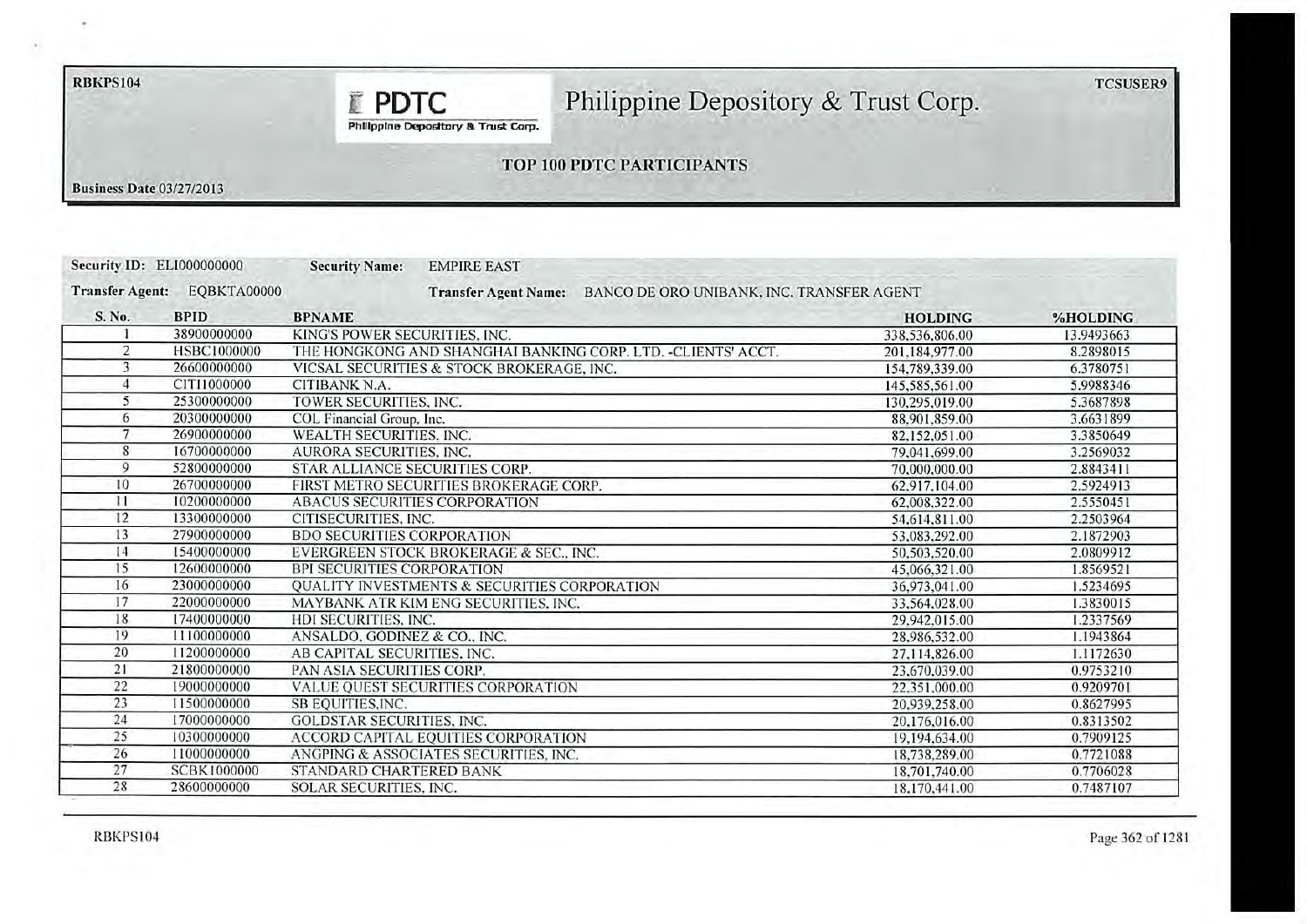RBKPS104

**PDTC**
Philippine Depository & Trust Corp.

# Philippine Depository & Trust Corp.

TCSUSER9

## TOP 100 PDTC PARTICIPANTS

**Business Date** 03/27/2013

**Security ID:** ELI000000000 **Security Name:** EMPIRE EAST

**Transfer Agent:** EQBKTA00000 **Transfer Agent Name:** BANCO DE ORO UNIBANK, INC. TRANSFER AGENT

| S. No. | BPID | BPNAME | HOLDING | %HOLDING |
|---|---|---|---|---|
| 1 | 38900000000 | KING'S POWER SECURITIES, INC. | 338,536,806.00 | 13.9493663 |
| 2 | HSBC1000000 | THE HONGKONG AND SHANGHAI BANKING CORP. LTD. -CLIENTS' ACCT. | 201,184,977.00 | 8.2898015 |
| 3 | 26600000000 | VICSAL SECURITIES & STOCK BROKERAGE, INC. | 154,789,339.00 | 6.3780751 |
| 4 | CITI1000000 | CITIBANK N.A. | 145,585,561.00 | 5.9988346 |
| 5 | 25300000000 | TOWER SECURITIES, INC. | 130,295,019.00 | 5.3687898 |
| 6 | 20300000000 | COL Financial Group, Inc. | 88,901,859.00 | 3.6631899 |
| 7 | 26900000000 | WEALTH SECURITIES, INC. | 82,152,051.00 | 3.3850649 |
| 8 | 16700000000 | AURORA SECURITIES, INC. | 79,041,699.00 | 3.2569032 |
| 9 | 52800000000 | STAR ALLIANCE SECURITIES CORP. | 70,000,000.00 | 2.8843411 |
| 10 | 26700000000 | FIRST METRO SECURITIES BROKERAGE CORP. | 62,917,104.00 | 2.5924913 |
| 11 | 10200000000 | ABACUS SECURITIES CORPORATION | 62,008,322.00 | 2.5550451 |
| 12 | 13300000000 | CITISECURITIES, INC. | 54,614,811.00 | 2.2503964 |
| 13 | 27900000000 | BDO SECURITIES CORPORATION | 53,083,292.00 | 2.1872903 |
| 14 | 15400000000 | EVERGREEN STOCK BROKERAGE & SEC., INC. | 50,503,520.00 | 2.0809912 |
| 15 | 12600000000 | BPI SECURITIES CORPORATION | 45,066,321.00 | 1.8569521 |
| 16 | 23000000000 | QUALITY INVESTMENTS & SECURITIES CORPORATION | 36,973,041.00 | 1.5234695 |
| 17 | 22000000000 | MAYBANK ATR KIM ENG SECURITIES, INC. | 33,564,028.00 | 1.3830015 |
| 18 | 17400000000 | HDI SECURITIES, INC. | 29,942,015.00 | 1.2337569 |
| 19 | 11100000000 | ANSALDO, GODINEZ & CO., INC. | 28,986,532.00 | 1.1943864 |
| 20 | 11200000000 | AB CAPITAL SECURITIES, INC. | 27,114,826.00 | 1.1172630 |
| 21 | 21800000000 | PAN ASIA SECURITIES CORP. | 23,670,039.00 | 0.9753210 |
| 22 | 19000000000 | VALUE QUEST SECURITIES CORPORATION | 22,351,000.00 | 0.9209701 |
| 23 | 11500000000 | SB EQUITIES,INC. | 20,939,258.00 | 0.8627995 |
| 24 | 17000000000 | GOLDSTAR SECURITIES, INC. | 20,176,016.00 | 0.8313502 |
| 25 | 10300000000 | ACCORD CAPITAL EQUITIES CORPORATION | 19,194,634.00 | 0.7909125 |
| 26 | 11000000000 | ANGPING & ASSOCIATES SECURITIES, INC. | 18,738,289.00 | 0.7721088 |
| 27 | SCBK1000000 | STANDARD CHARTERED BANK | 18,701,740.00 | 0.7706028 |
| 28 | 28600000000 | SOLAR SECURITIES, INC. | 18,170,441.00 | 0.7487107 |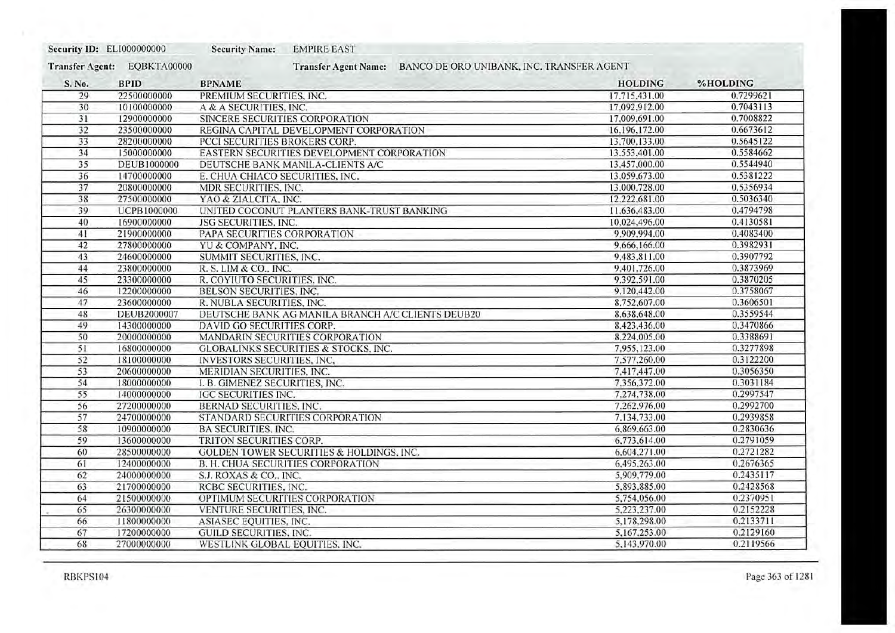**Security ID:** EL1000000000 **Security Name:** EMPIRE EAST

**Transfer Agent:** EQBKTA00000 **Transfer Agent Name:** BANCO DE ORO UNIBANK, INC. TRANSFER AGENT

| S. No. | BPID | BPNAME | HOLDING | %HOLDING |
|---|---|---|---|---|
| 29 | 22500000000 | PREMIUM SECURITIES, INC. | 17,715,431.00 | 0.7299621 |
| 30 | 10100000000 | A & A SECURITIES, INC. | 17,092,912.00 | 0.7043113 |
| 31 | 12900000000 | SINCERE SECURITIES CORPORATION | 17,009,691.00 | 0.7008822 |
| 32 | 23500000000 | REGINA CAPITAL DEVELOPMENT CORPORATION | 16,196,172.00 | 0.6673612 |
| 33 | 28200000000 | PCCI SECURITIES BROKERS CORP. | 13,700,133.00 | 0.5645122 |
| 34 | 15000000000 | EASTERN SECURITIES DEVELOPMENT CORPORATION | 13,553,401.00 | 0.5584662 |
| 35 | DEUB1000000 | DEUTSCHE BANK MANILA-CLIENTS A/C | 13,457,000.00 | 0.5544940 |
| 36 | 14700000000 | E. CHUA CHIACO SECURITIES, INC. | 13,059,673.00 | 0.5381222 |
| 37 | 20800000000 | MDR SECURITIES, INC. | 13,000,728.00 | 0.5356934 |
| 38 | 27500000000 | YAO & ZIALCITA, INC. | 12,222,681.00 | 0.5036340 |
| 39 | UCPB1000000 | UNITED COCONUT PLANTERS BANK-TRUST BANKING | 11,636,483.00 | 0.4794798 |
| 40 | 16900000000 | JSG SECURITIES, INC. | 10,024,496.00 | 0.4130581 |
| 41 | 21900000000 | PAPA SECURITIES CORPORATION | 9,909,994.00 | 0.4083400 |
| 42 | 27800000000 | YU & COMPANY, INC. | 9,666,166.00 | 0.3982931 |
| 43 | 24600000000 | SUMMIT SECURITIES, INC. | 9,483,811.00 | 0.3907792 |
| 44 | 23800000000 | R. S. LIM & CO., INC. | 9,401,726.00 | 0.3873969 |
| 45 | 23300000000 | R. COYIUTO SECURITIES, INC. | 9,392,591.00 | 0.3870205 |
| 46 | 12200000000 | BELSON SECURITIES, INC. | 9,120,442.00 | 0.3758067 |
| 47 | 23600000000 | R. NUBLA SECURITIES, INC. | 8,752,607.00 | 0.3606501 |
| 48 | DEUB2000007 | DEUTSCHE BANK AG MANILA BRANCH A/C CLIENTS DEUB20 | 8,638,648.00 | 0.3559544 |
| 49 | 14300000000 | DAVID GO SECURITIES CORP. | 8,423,436.00 | 0.3470866 |
| 50 | 20000000000 | MANDARIN SECURITIES CORPORATION | 8,224,005.00 | 0.3388691 |
| 51 | 16800000000 | GLOBALINKS SECURITIES & STOCKS, INC. | 7,955,123.00 | 0.3277898 |
| 52 | 18100000000 | INVESTORS SECURITIES, INC, | 7,577,260.00 | 0.3122200 |
| 53 | 20600000000 | MERIDIAN SECURITIES, INC. | 7,417,447.00 | 0.3056350 |
| 54 | 18000000000 | I. B. GIMENEZ SECURITIES, INC. | 7,356,372.00 | 0.3031184 |
| 55 | 14000000000 | IGC SECURITIES INC. | 7,274,738.00 | 0.2997547 |
| 56 | 27200000000 | BERNAD SECURITIES, INC. | 7,262,976.00 | 0.2992700 |
| 57 | 24700000000 | STANDARD SECURITIES CORPORATION | 7,134,733.00 | 0.2939858 |
| 58 | 10900000000 | BA SECURITIES, INC. | 6,869,663.00 | 0.2830636 |
| 59 | 13600000000 | TRITON SECURITIES CORP. | 6,773,614.00 | 0.2791059 |
| 60 | 28500000000 | GOLDEN TOWER SECURITIES & HOLDINGS, INC. | 6,604,271.00 | 0.2721282 |
| 61 | 12400000000 | B. H. CHUA SECURITIES CORPORATION | 6,495,263.00 | 0.2676365 |
| 62 | 24000000000 | S.J. ROXAS & CO., INC. | 5,909,779.00 | 0.2435117 |
| 63 | 21700000000 | RCBC SECURITIES, INC. | 5,893,885.00 | 0.2428568 |
| 64 | 21500000000 | OPTIMUM SECURITIES CORPORATION | 5,754,056.00 | 0.2370951 |
| 65 | 26300000000 | VENTURE SECURITIES, INC. | 5,223,237.00 | 0.2152228 |
| 66 | 11800000000 | ASIASEC EQUITIES, INC. | 5,178,298.00 | 0.2133711 |
| 67 | 17200000000 | GUILD SECURITIES, INC. | 5,167,253.00 | 0.2129160 |
| 68 | 27000000000 | WESTLINK GLOBAL EQUITIES, INC. | 5,143,970.00 | 0.2119566 |

RBKPS104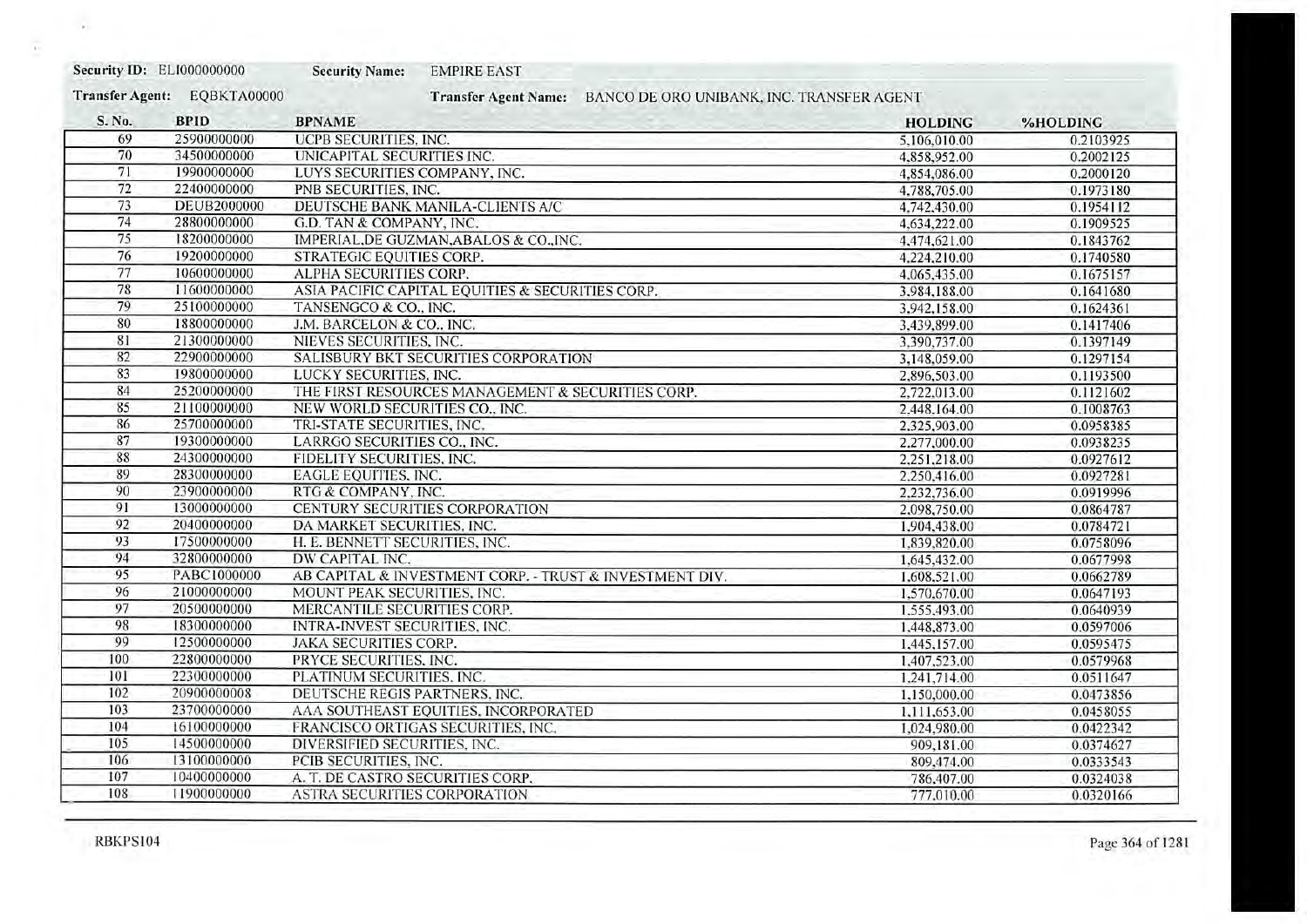**Security ID:** ELI000000000 **Security Name:** EMPIRE EAST

**Transfer Agent:** EQBKTA00000 **Transfer Agent Name:** BANCO DE ORO UNIBANK, INC. TRANSFER AGENT

| S. No. | BPID | BPNAME | HOLDING | %HOLDING |
|---|---|---|---|---|
| 69 | 25900000000 | UCPB SECURITIES, INC. | 5,106,010.00 | 0.2103925 |
| 70 | 34500000000 | UNICAPITAL SECURITIES INC. | 4,858,952.00 | 0.2002125 |
| 71 | 19900000000 | LUYS SECURITIES COMPANY, INC. | 4,854,086.00 | 0.2000120 |
| 72 | 22400000000 | PNB SECURITIES, INC. | 4,788,705.00 | 0.1973180 |
| 73 | DEUB2000000 | DEUTSCHE BANK MANILA-CLIENTS A/C | 4,742,430.00 | 0.1954112 |
| 74 | 28800000000 | G.D. TAN & COMPANY, INC. | 4,634,222.00 | 0.1909525 |
| 75 | 18200000000 | IMPERIAL,DE GUZMAN,ABALOS & CO.,INC. | 4,474,621.00 | 0.1843762 |
| 76 | 19200000000 | STRATEGIC EQUITIES CORP. | 4,224,210.00 | 0.1740580 |
| 77 | 10600000000 | ALPHA SECURITIES CORP. | 4,065,435.00 | 0.1675157 |
| 78 | 11600000000 | ASIA PACIFIC CAPITAL EQUITIES & SECURITIES CORP. | 3,984,188.00 | 0.1641680 |
| 79 | 25100000000 | TANSENGCO & CO., INC. | 3,942,158.00 | 0.1624361 |
| 80 | 18800000000 | J.M. BARCELON & CO., INC. | 3,439,899.00 | 0.1417406 |
| 81 | 21300000000 | NIEVES SECURITIES, INC. | 3,390,737.00 | 0.1397149 |
| 82 | 22900000000 | SALISBURY BKT SECURITIES CORPORATION | 3,148,059.00 | 0.1297154 |
| 83 | 19800000000 | LUCKY SECURITIES, INC. | 2,896,503.00 | 0.1193500 |
| 84 | 25200000000 | THE FIRST RESOURCES MANAGEMENT & SECURITIES CORP. | 2,722,013.00 | 0.1121602 |
| 85 | 21100000000 | NEW WORLD SECURITIES CO., INC. | 2,448,164.00 | 0.1008763 |
| 86 | 25700000000 | TRI-STATE SECURITIES, INC. | 2,325,903.00 | 0.0958385 |
| 87 | 19300000000 | LARRGO SECURITIES CO., INC. | 2,277,000.00 | 0.0938235 |
| 88 | 24300000000 | FIDELITY SECURITIES, INC. | 2,251,218.00 | 0.0927612 |
| 89 | 28300000000 | EAGLE EQUITIES, INC. | 2,250,416.00 | 0.0927281 |
| 90 | 23900000000 | RTG & COMPANY, INC. | 2,232,736.00 | 0.0919996 |
| 91 | 13000000000 | CENTURY SECURITIES CORPORATION | 2,098,750.00 | 0.0864787 |
| 92 | 20400000000 | DA MARKET SECURITIES, INC. | 1,904,438.00 | 0.0784721 |
| 93 | 17500000000 | H. E. BENNETT SECURITIES, INC. | 1,839,820.00 | 0.0758096 |
| 94 | 32800000000 | DW CAPITAL INC. | 1,645,432.00 | 0.0677998 |
| 95 | PABC1000000 | AB CAPITAL & INVESTMENT CORP. - TRUST & INVESTMENT DIV. | 1,608,521.00 | 0.0662789 |
| 96 | 21000000000 | MOUNT PEAK SECURITIES, INC. | 1,570,670.00 | 0.0647193 |
| 97 | 20500000000 | MERCANTILE SECURITIES CORP. | 1,555,493.00 | 0.0640939 |
| 98 | 18300000000 | INTRA-INVEST SECURITIES, INC. | 1,448,873.00 | 0.0597006 |
| 99 | 12500000000 | JAKA SECURITIES CORP. | 1,445,157.00 | 0.0595475 |
| 100 | 22800000000 | PRYCE SECURITIES, INC. | 1,407,523.00 | 0.0579968 |
| 101 | 22300000000 | PLATINUM SECURITIES, INC. | 1,241,714.00 | 0.0511647 |
| 102 | 20900000008 | DEUTSCHE REGIS PARTNERS, INC. | 1,150,000.00 | 0.0473856 |
| 103 | 23700000000 | AAA SOUTHEAST EQUITIES, INCORPORATED | 1,111,653.00 | 0.0458055 |
| 104 | 16100000000 | FRANCISCO ORTIGAS SECURITIES, INC. | 1,024,980.00 | 0.0422342 |
| 105 | 14500000000 | DIVERSIFIED SECURITIES, INC. | 909,181.00 | 0.0374627 |
| 106 | 13100000000 | PCIB SECURITIES, INC. | 809,474.00 | 0.0333543 |
| 107 | 10400000000 | A. T. DE CASTRO SECURITIES CORP. | 786,407.00 | 0.0324038 |
| 108 | 11900000000 | ASTRA SECURITIES CORPORATION | 777,010.00 | 0.0320166 |

RBKPS104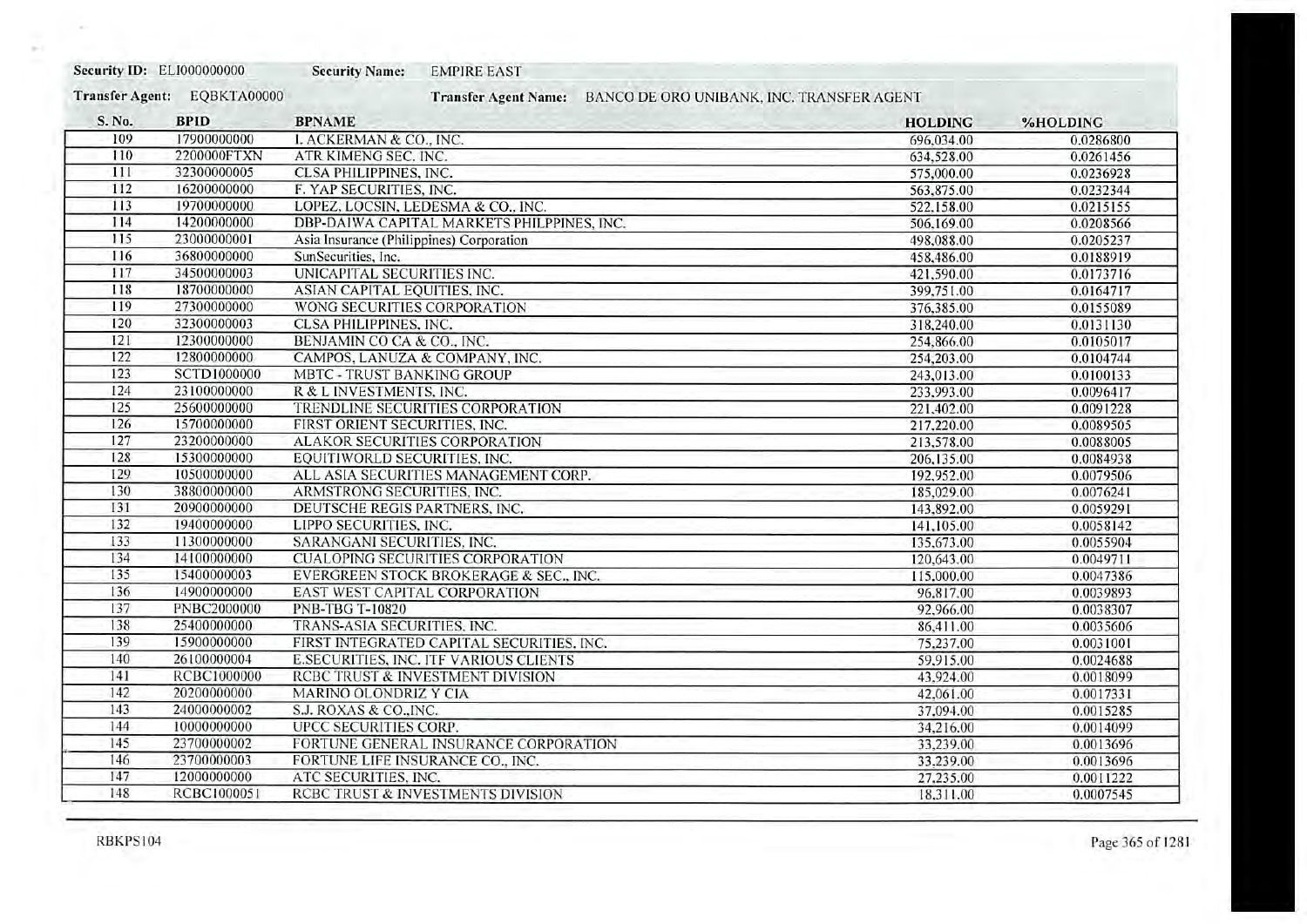**Security ID:** ELI000000000 **Security Name:** EMPIRE EAST

**Transfer Agent:** EQBKTA00000 **Transfer Agent Name:** BANCO DE ORO UNIBANK, INC. TRANSFER AGENT

| S. No. | BPID | BPNAME | HOLDING | %HOLDING |
|---|---|---|---|---|
| 109 | 17900000000 | I. ACKERMAN & CO., INC. | 696,034.00 | 0.0286800 |
| 110 | 2200000FTXN | ATR KIMENG SEC. INC. | 634,528.00 | 0.0261456 |
| 111 | 32300000005 | CLSA PHILIPPINES, INC. | 575,000.00 | 0.0236928 |
| 112 | 16200000000 | F. YAP SECURITIES, INC. | 563,875.00 | 0.0232344 |
| 113 | 19700000000 | LOPEZ, LOCSIN, LEDESMA & CO., INC. | 522,158.00 | 0.0215155 |
| 114 | 14200000000 | DBP-DAIWA CAPITAL MARKETS PHILPPINES, INC. | 506,169.00 | 0.0208566 |
| 115 | 23000000001 | Asia Insurance (Philippines) Corporation | 498,088.00 | 0.0205237 |
| 116 | 36800000000 | SunSecurities, Inc. | 458,486.00 | 0.0188919 |
| 117 | 34500000003 | UNICAPITAL SECURITIES INC. | 421,590.00 | 0.0173716 |
| 118 | 18700000000 | ASIAN CAPITAL EQUITIES, INC. | 399,751.00 | 0.0164717 |
| 119 | 27300000000 | WONG SECURITIES CORPORATION | 376,385.00 | 0.0155089 |
| 120 | 32300000003 | CLSA PHILIPPINES, INC. | 318,240.00 | 0.0131130 |
| 121 | 12300000000 | BENJAMIN CO CA & CO., INC. | 254,866.00 | 0.0105017 |
| 122 | 12800000000 | CAMPOS, LANUZA & COMPANY, INC. | 254,203.00 | 0.0104744 |
| 123 | SCTD1000000 | MBTC - TRUST BANKING GROUP | 243,013.00 | 0.0100133 |
| 124 | 23100000000 | R & L INVESTMENTS, INC. | 233,993.00 | 0.0096417 |
| 125 | 25600000000 | TRENDLINE SECURITIES CORPORATION | 221,402.00 | 0.0091228 |
| 126 | 15700000000 | FIRST ORIENT SECURITIES, INC. | 217,220.00 | 0.0089505 |
| 127 | 23200000000 | ALAKOR SECURITIES CORPORATION | 213,578.00 | 0.0088005 |
| 128 | 15300000000 | EQUITIWORLD SECURITIES, INC. | 206,135.00 | 0.0084938 |
| 129 | 10500000000 | ALL ASIA SECURITIES MANAGEMENT CORP. | 192,952.00 | 0.0079506 |
| 130 | 38800000000 | ARMSTRONG SECURITIES, INC. | 185,029.00 | 0.0076241 |
| 131 | 20900000000 | DEUTSCHE REGIS PARTNERS, INC. | 143,892.00 | 0.0059291 |
| 132 | 19400000000 | LIPPO SECURITIES, INC. | 141,105.00 | 0.0058142 |
| 133 | 11300000000 | SARANGANI SECURITIES, INC. | 135,673.00 | 0.0055904 |
| 134 | 14100000000 | CUALOPING SECURITIES CORPORATION | 120,643.00 | 0.0049711 |
| 135 | 15400000003 | EVERGREEN STOCK BROKERAGE & SEC., INC. | 115,000.00 | 0.0047386 |
| 136 | 14900000000 | EAST WEST CAPITAL CORPORATION | 96,817.00 | 0.0039893 |
| 137 | PNBC2000000 | PNB-TBG T-10820 | 92,966.00 | 0.0038307 |
| 138 | 25400000000 | TRANS-ASIA SECURITIES, INC. | 86,411.00 | 0.0035606 |
| 139 | 15900000000 | FIRST INTEGRATED CAPITAL SECURITIES, INC. | 75,237.00 | 0.0031001 |
| 140 | 26100000004 | E.SECURITIES, INC. ITF VARIOUS CLIENTS | 59,915.00 | 0.0024688 |
| 141 | RCBC1000000 | RCBC TRUST & INVESTMENT DIVISION | 43,924.00 | 0.0018099 |
| 142 | 20200000000 | MARINO OLONDRIZ Y CIA | 42,061.00 | 0.0017331 |
| 143 | 24000000002 | S.J. ROXAS & CO.,INC. | 37,094.00 | 0.0015285 |
| 144 | 10000000000 | UPCC SECURITIES CORP. | 34,216.00 | 0.0014099 |
| 145 | 23700000002 | FORTUNE GENERAL INSURANCE CORPORATION | 33,239.00 | 0.0013696 |
| 146 | 23700000003 | FORTUNE LIFE INSURANCE CO., INC. | 33,239.00 | 0.0013696 |
| 147 | 12000000000 | ATC SECURITIES, INC. | 27,235.00 | 0.0011222 |
| 148 | RCBC1000051 | RCBC TRUST & INVESTMENTS DIVISION | 18,311.00 | 0.0007545 |

RBKPS104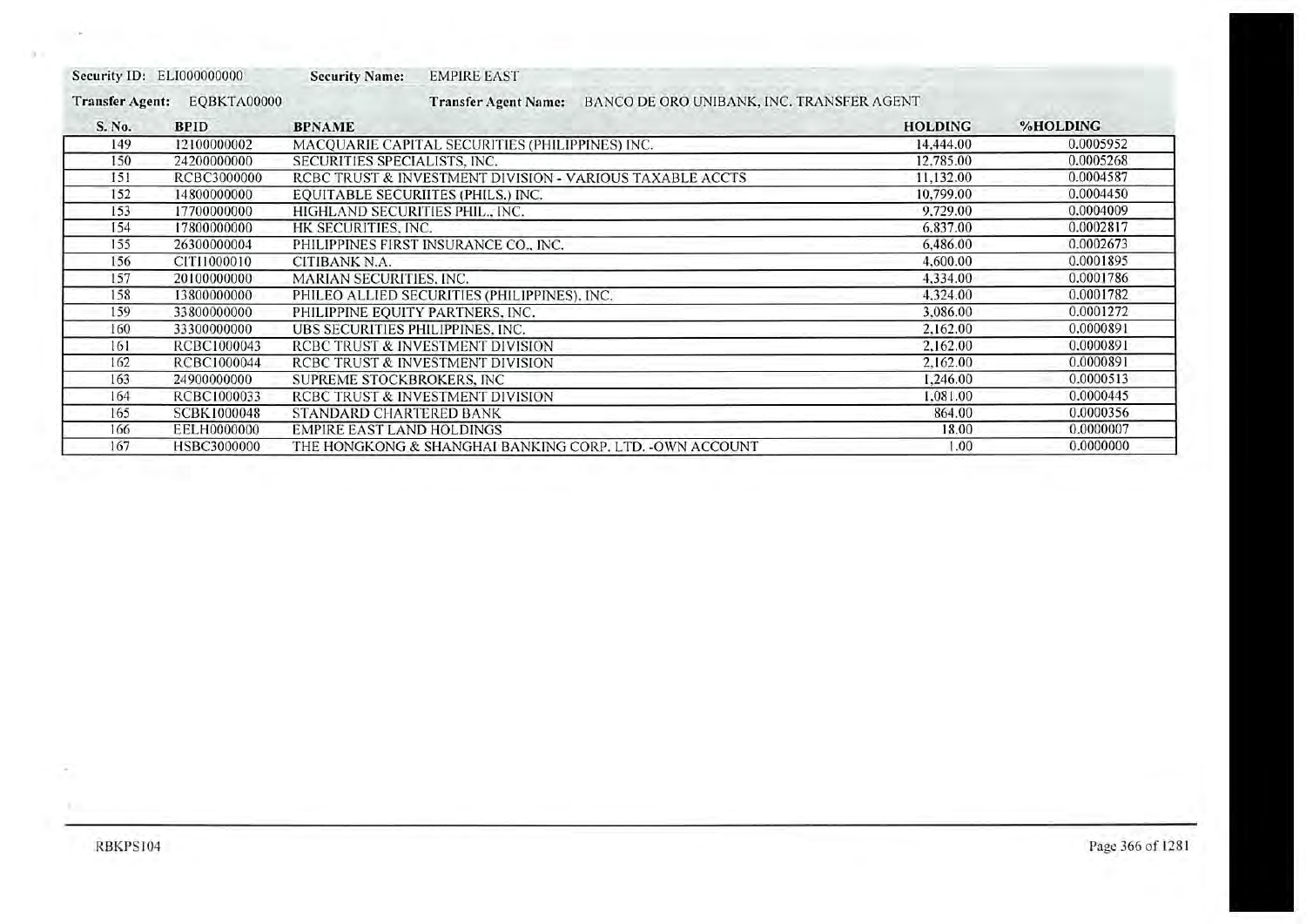Security ID: ELI000000000 **Security Name:** EMPIRE EAST

**Transfer Agent:** EQBKTA00000 **Transfer Agent Name:** BANCO DE ORO UNIBANK, INC. TRANSFER AGENT

| S. No. | BPID | BPNAME | HOLDING | %HOLDING |
|---|---|---|---|---|
| 149 | 12100000002 | MACQUARIE CAPITAL SECURITIES (PHILIPPINES) INC. | 14,444.00 | 0.0005952 |
| 150 | 24200000000 | SECURITIES SPECIALISTS, INC. | 12,785.00 | 0.0005268 |
| 151 | RCBC3000000 | RCBC TRUST & INVESTMENT DIVISION - VARIOUS TAXABLE ACCTS | 11,132.00 | 0.0004587 |
| 152 | 14800000000 | EQUITABLE SECURIITES (PHILS.) INC. | 10,799.00 | 0.0004450 |
| 153 | 17700000000 | HIGHLAND SECURITIES PHIL., INC. | 9,729.00 | 0.0004009 |
| 154 | 17800000000 | HK SECURITIES, INC. | 6,837.00 | 0.0002817 |
| 155 | 26300000004 | PHILIPPINES FIRST INSURANCE CO., INC. | 6,486.00 | 0.0002673 |
| 156 | CITI1000010 | CITIBANK N.A. | 4,600.00 | 0.0001895 |
| 157 | 20100000000 | MARIAN SECURITIES, INC. | 4,334.00 | 0.0001786 |
| 158 | 13800000000 | PHILEO ALLIED SECURITIES (PHILIPPINES), INC. | 4,324.00 | 0.0001782 |
| 159 | 33800000000 | PHILIPPINE EQUITY PARTNERS, INC. | 3,086.00 | 0.0001272 |
| 160 | 33300000000 | UBS SECURITIES PHILIPPINES, INC. | 2,162.00 | 0.0000891 |
| 161 | RCBC1000043 | RCBC TRUST & INVESTMENT DIVISION | 2,162.00 | 0.0000891 |
| 162 | RCBC1000044 | RCBC TRUST & INVESTMENT DIVISION | 2,162.00 | 0.0000891 |
| 163 | 24900000000 | SUPREME STOCKBROKERS, INC | 1,246.00 | 0.0000513 |
| 164 | RCBC1000033 | RCBC TRUST & INVESTMENT DIVISION | 1,081.00 | 0.0000445 |
| 165 | SCBK1000048 | STANDARD CHARTERED BANK | 864.00 | 0.0000356 |
| 166 | EELH0000000 | EMPIRE EAST LAND HOLDINGS | 18.00 | 0.0000007 |
| 167 | HSBC3000000 | THE HONGKONG & SHANGHAI BANKING CORP. LTD. -OWN ACCOUNT | 1.00 | 0.0000000 |